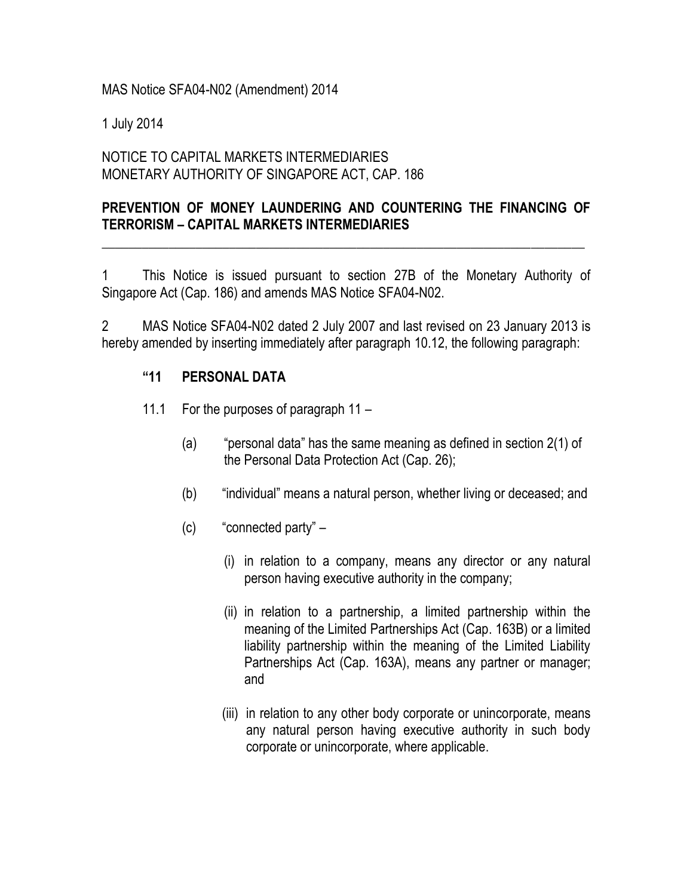MAS Notice SFA04-N02 (Amendment) 2014

1 July 2014

NOTICE TO CAPITAL MARKETS INTERMEDIARIES
MONETARY AUTHORITY OF SINGAPORE ACT, CAP. 186

**PREVENTION OF MONEY LAUNDERING AND COUNTERING THE FINANCING OF TERRORISM – CAPITAL MARKETS INTERMEDIARIES**

---

1 This Notice is issued pursuant to section 27B of the Monetary Authority of Singapore Act (Cap. 186) and amends MAS Notice SFA04-N02.

2 MAS Notice SFA04-N02 dated 2 July 2007 and last revised on 23 January 2013 is hereby amended by inserting immediately after paragraph 10.12, the following paragraph:

> **"11 PERSONAL DATA**
>
> 11.1 For the purposes of paragraph 11 –
>
> (a) "personal data" has the same meaning as defined in section 2(1) of the Personal Data Protection Act (Cap. 26);
>
> (b) "individual" means a natural person, whether living or deceased; and
>
> (c) "connected party" –
>
> (i) in relation to a company, means any director or any natural person having executive authority in the company;
>
> (ii) in relation to a partnership, a limited partnership within the meaning of the Limited Partnerships Act (Cap. 163B) or a limited liability partnership within the meaning of the Limited Liability Partnerships Act (Cap. 163A), means any partner or manager; and
>
> (iii) in relation to any other body corporate or unincorporate, means any natural person having executive authority in such body corporate or unincorporate, where applicable.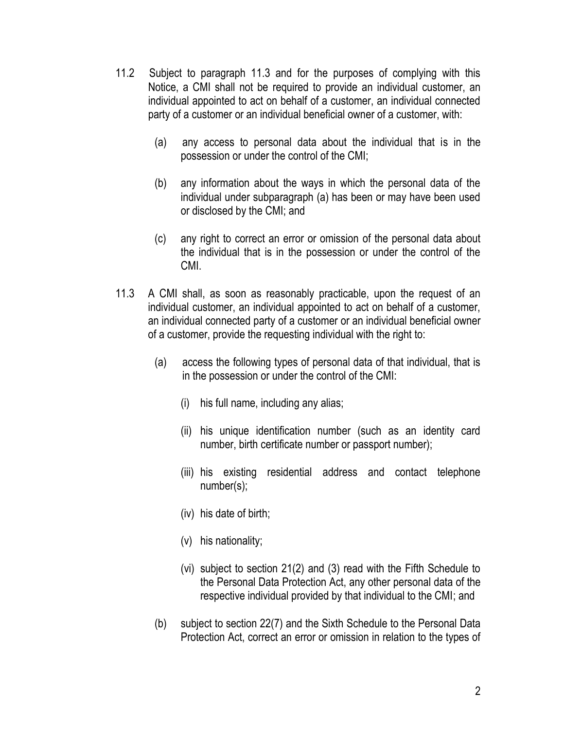11.2 Subject to paragraph 11.3 and for the purposes of complying with this Notice, a CMI shall not be required to provide an individual customer, an individual appointed to act on behalf of a customer, an individual connected party of a customer or an individual beneficial owner of a customer, with:

(a) any access to personal data about the individual that is in the possession or under the control of the CMI;

(b) any information about the ways in which the personal data of the individual under subparagraph (a) has been or may have been used or disclosed by the CMI; and

(c) any right to correct an error or omission of the personal data about the individual that is in the possession or under the control of the CMI.

11.3 A CMI shall, as soon as reasonably practicable, upon the request of an individual customer, an individual appointed to act on behalf of a customer, an individual connected party of a customer or an individual beneficial owner of a customer, provide the requesting individual with the right to:

(a) access the following types of personal data of that individual, that is in the possession or under the control of the CMI:

(i) his full name, including any alias;

(ii) his unique identification number (such as an identity card number, birth certificate number or passport number);

(iii) his existing residential address and contact telephone number(s);

(iv) his date of birth;

(v) his nationality;

(vi) subject to section 21(2) and (3) read with the Fifth Schedule to the Personal Data Protection Act, any other personal data of the respective individual provided by that individual to the CMI; and

(b) subject to section 22(7) and the Sixth Schedule to the Personal Data Protection Act, correct an error or omission in relation to the types of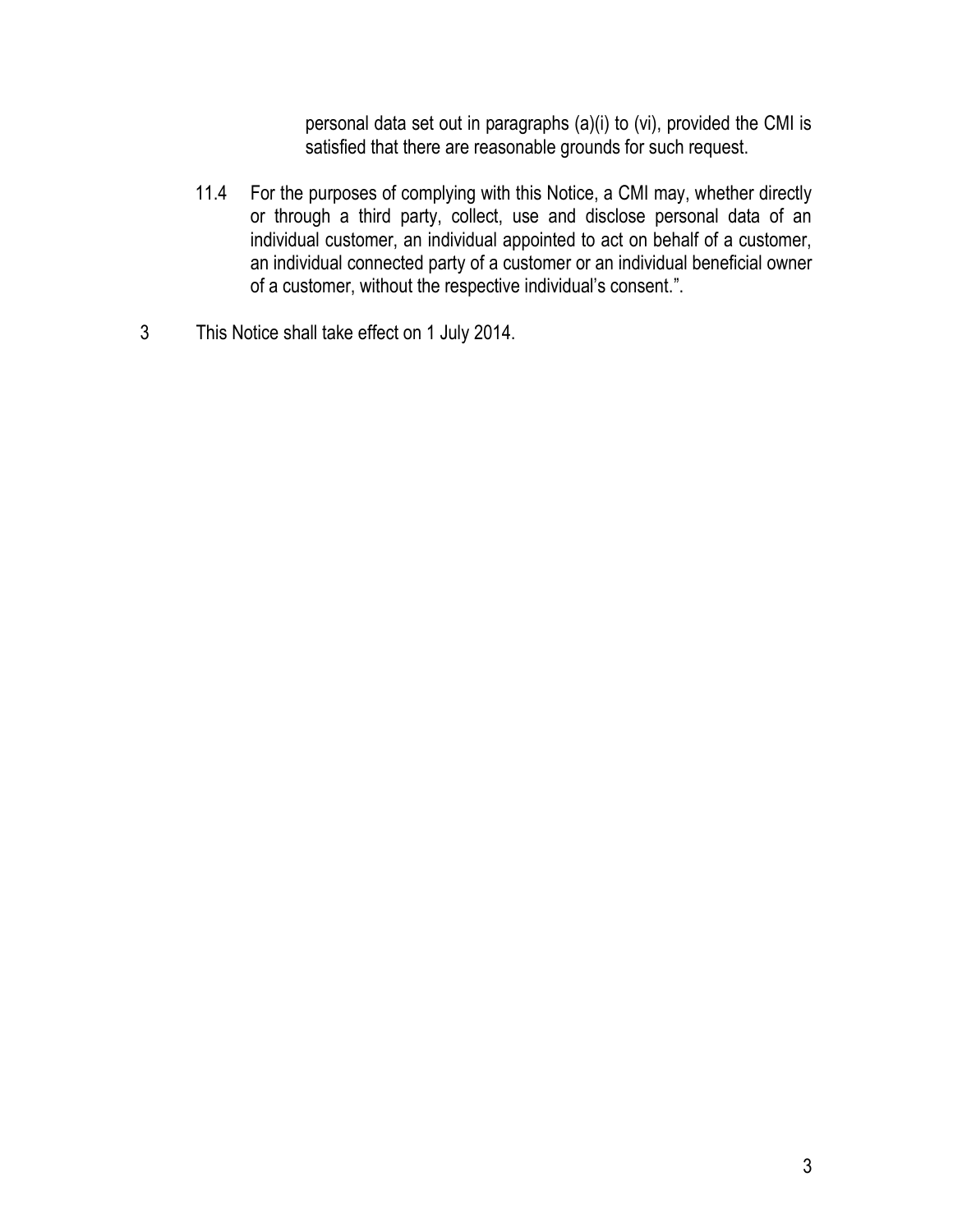personal data set out in paragraphs (a)(i) to (vi), provided the CMI is satisfied that there are reasonable grounds for such request.

11.4 For the purposes of complying with this Notice, a CMI may, whether directly or through a third party, collect, use and disclose personal data of an individual customer, an individual appointed to act on behalf of a customer, an individual connected party of a customer or an individual beneficial owner of a customer, without the respective individual's consent.".

3 This Notice shall take effect on 1 July 2014.